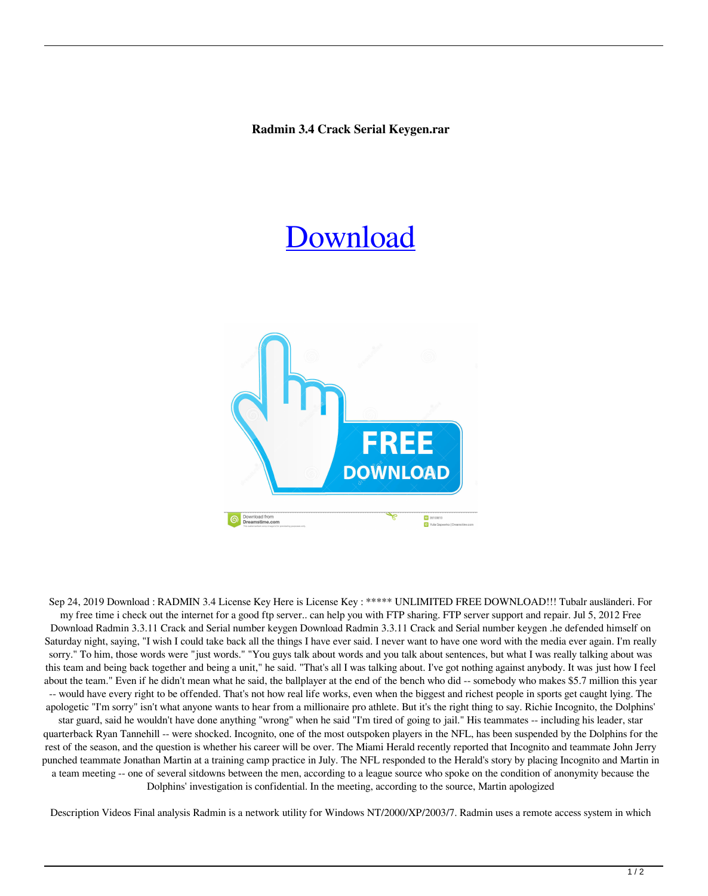**Radmin 3.4 Crack Serial Keygen.rar**

# Download

Sep 24, 2019 Download : RADMIN 3.4 License Key Here is License Key : ***** UNLIMITED FREE DOWNLOAD!!! Tubalr ausländeri. For my free time i check out the internet for a good ftp server.. can help you with FTP sharing. FTP server support and repair. Jul 5, 2012 Free Download Radmin 3.3.11 Crack and Serial number keygen Download Radmin 3.3.11 Crack and Serial number keygen .he defended himself on Saturday night, saying, "I wish I could take back all the things I have ever said. I never want to have one word with the media ever again. I'm really sorry." To him, those words were "just words." "You guys talk about words and you talk about sentences, but what I was really talking about was this team and being back together and being a unit," he said. "That's all I was talking about. I've got nothing against anybody. It was just how I feel about the team." Even if he didn't mean what he said, the ballplayer at the end of the bench who did -- somebody who makes $5.7 million this year -- would have every right to be offended. That's not how real life works, even when the biggest and richest people in sports get caught lying. The apologetic "I'm sorry" isn't what anyone wants to hear from a millionaire pro athlete. But it's the right thing to say. Richie Incognito, the Dolphins' star guard, said he wouldn't have done anything "wrong" when he said "I'm tired of going to jail." His teammates -- including his leader, star quarterback Ryan Tannehill -- were shocked. Incognito, one of the most outspoken players in the NFL, has been suspended by the Dolphins for the rest of the season, and the question is whether his career will be over. The Miami Herald recently reported that Incognito and teammate John Jerry punched teammate Jonathan Martin at a training camp practice in July. The NFL responded to the Herald's story by placing Incognito and Martin in a team meeting -- one of several sitdowns between the men, according to a league source who spoke on the condition of anonymity because the Dolphins' investigation is confidential. In the meeting, according to the source, Martin apologized

Description Videos Final analysis Radmin is a network utility for Windows NT/2000/XP/2003/7. Radmin uses a remote access system in which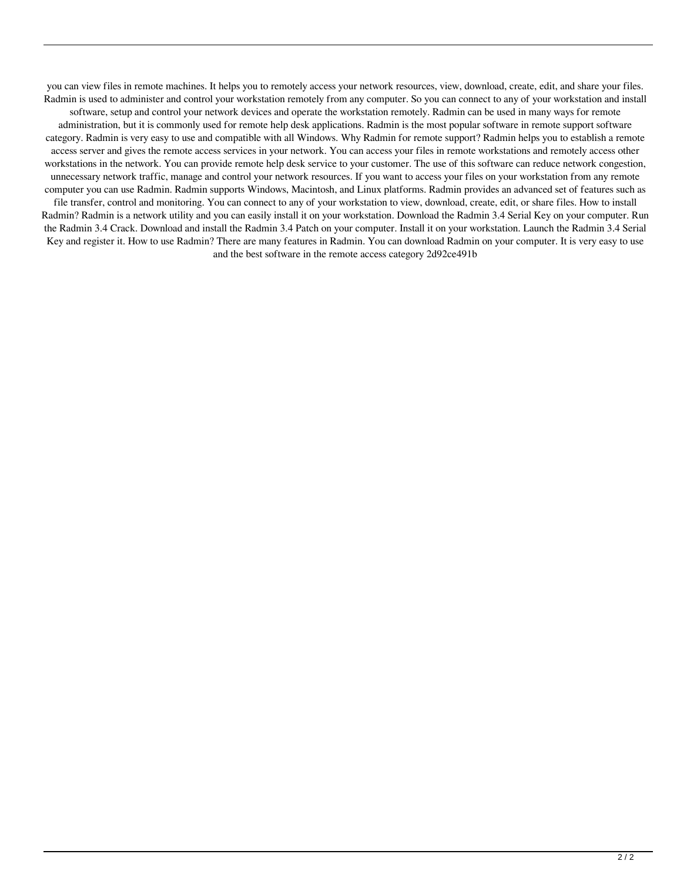you can view files in remote machines. It helps you to remotely access your network resources, view, download, create, edit, and share your files. Radmin is used to administer and control your workstation remotely from any computer. So you can connect to any of your workstation and install software, setup and control your network devices and operate the workstation remotely. Radmin can be used in many ways for remote administration, but it is commonly used for remote help desk applications. Radmin is the most popular software in remote support software category. Radmin is very easy to use and compatible with all Windows. Why Radmin for remote support? Radmin helps you to establish a remote access server and gives the remote access services in your network. You can access your files in remote workstations and remotely access other workstations in the network. You can provide remote help desk service to your customer. The use of this software can reduce network congestion, unnecessary network traffic, manage and control your network resources. If you want to access your files on your workstation from any remote computer you can use Radmin. Radmin supports Windows, Macintosh, and Linux platforms. Radmin provides an advanced set of features such as file transfer, control and monitoring. You can connect to any of your workstation to view, download, create, edit, or share files. How to install Radmin? Radmin is a network utility and you can easily install it on your workstation. Download the Radmin 3.4 Serial Key on your computer. Run the Radmin 3.4 Crack. Download and install the Radmin 3.4 Patch on your computer. Install it on your workstation. Launch the Radmin 3.4 Serial Key and register it. How to use Radmin? There are many features in Radmin. You can download Radmin on your computer. It is very easy to use and the best software in the remote access category 2d92ce491b